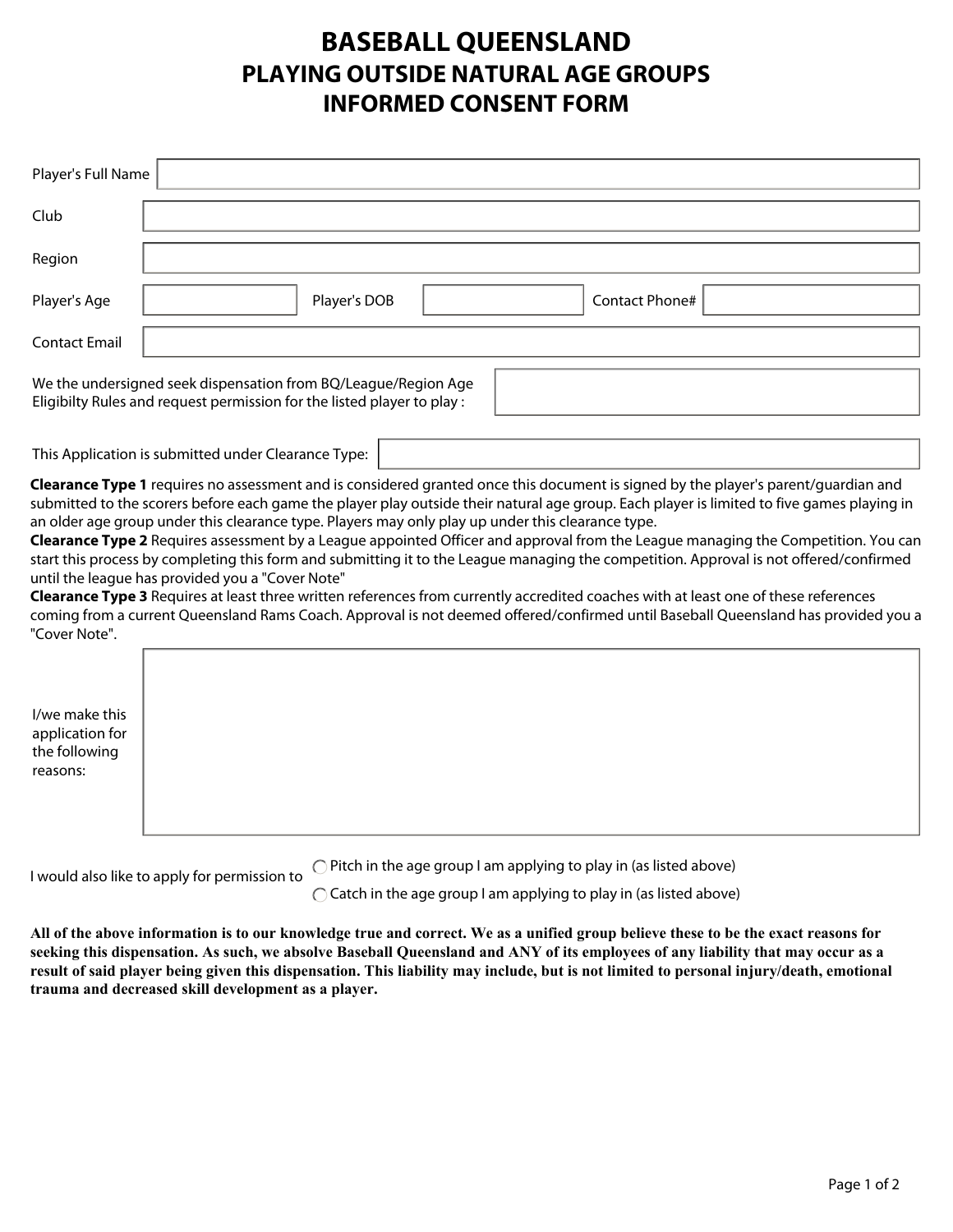# BASEBALL QUEENSLAND
## PLAYING OUTSIDE NATURAL AGE GROUPS
## INFORMED CONSENT FORM

Player's Full Name

Club

Region

Player's Age | Player's DOB | Contact Phone#

Contact Email

We the undersigned seek dispensation from BQ/League/Region Age Eligibilty Rules and request permission for the listed player to play :

This Application is submitted under Clearance Type:

**Clearance Type 1** requires no assessment and is considered granted once this document is signed by the player's parent/guardian and submitted to the scorers before each game the player play outside their natural age group. Each player is limited to five games playing in an older age group under this clearance type. Players may only play up under this clearance type.

**Clearance Type 2** Requires assessment by a League appointed Officer and approval from the League managing the Competition. You can start this process by completing this form and submitting it to the League managing the competition. Approval is not offered/confirmed until the league has provided you a "Cover Note"

**Clearance Type 3** Requires at least three written references from currently accredited coaches with at least one of these references coming from a current Queensland Rams Coach. Approval is not deemed offered/confirmed until Baseball Queensland has provided you a "Cover Note".

I/we make this application for the following reasons:

I would also like to apply for permission to
- ○ Pitch in the age group I am applying to play in (as listed above)
- ○ Catch in the age group I am applying to play in (as listed above)

**All of the above information is to our knowledge true and correct. We as a unified group believe these to be the exact reasons for seeking this dispensation. As such, we absolve Baseball Queensland and ANY of its employees of any liability that may occur as a result of said player being given this dispensation. This liability may include, but is not limited to personal injury/death, emotional trauma and decreased skill development as a player.**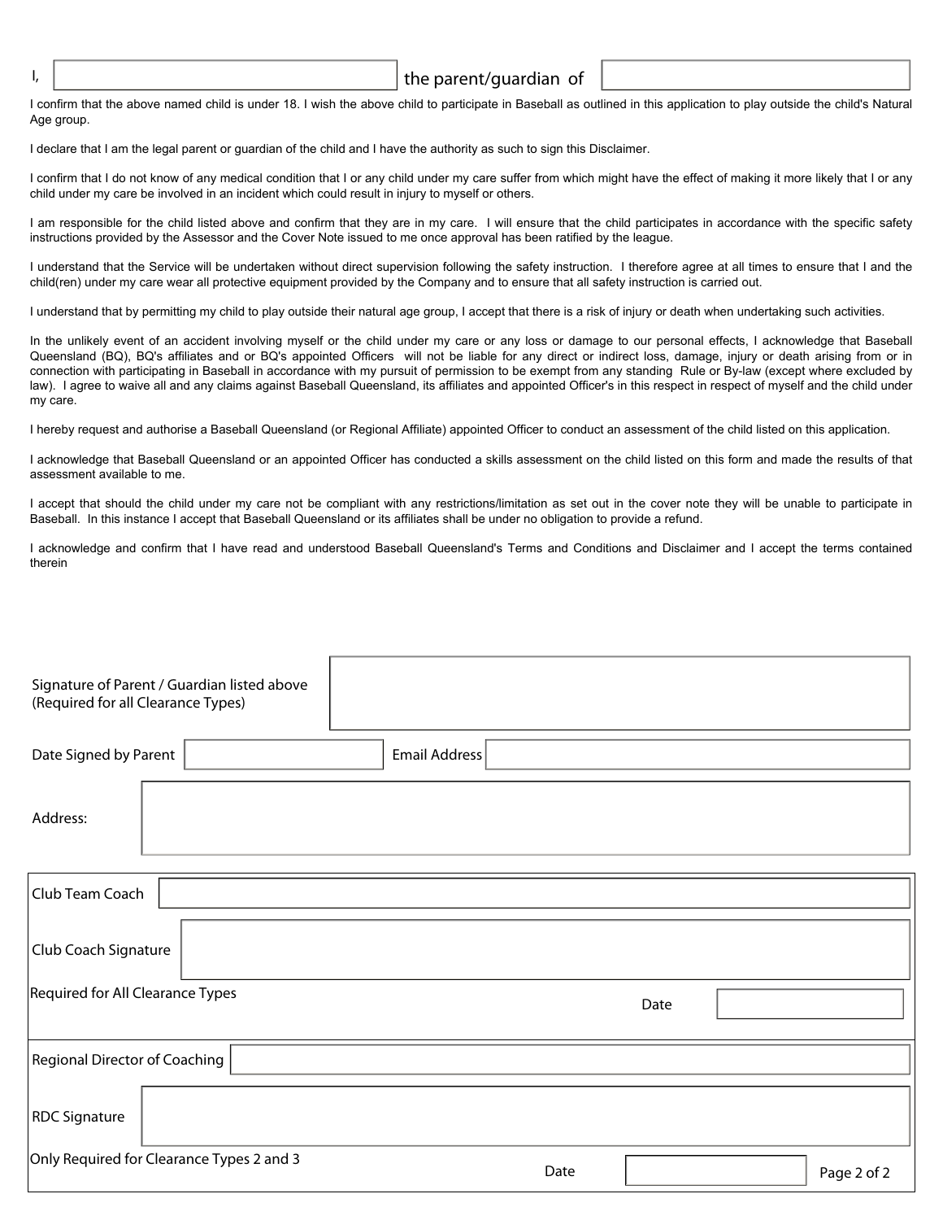I, ______________________ the parent/guardian of ______________________

I confirm that the above named child is under 18. I wish the above child to participate in Baseball as outlined in this application to play outside the child's Natural Age group.

I declare that I am the legal parent or guardian of the child and I have the authority as such to sign this Disclaimer.

I confirm that I do not know of any medical condition that I or any child under my care suffer from which might have the effect of making it more likely that I or any child under my care be involved in an incident which could result in injury to myself or others.

I am responsible for the child listed above and confirm that they are in my care. I will ensure that the child participates in accordance with the specific safety instructions provided by the Assessor and the Cover Note issued to me once approval has been ratified by the league.

I understand that the Service will be undertaken without direct supervision following the safety instruction. I therefore agree at all times to ensure that I and the child(ren) under my care wear all protective equipment provided by the Company and to ensure that all safety instruction is carried out.

I understand that by permitting my child to play outside their natural age group, I accept that there is a risk of injury or death when undertaking such activities.

In the unlikely event of an accident involving myself or the child under my care or any loss or damage to our personal effects, I acknowledge that Baseball Queensland (BQ), BQ's affiliates and or BQ's appointed Officers will not be liable for any direct or indirect loss, damage, injury or death arising from or in connection with participating in Baseball in accordance with my pursuit of permission to be exempt from any standing Rule or By-law (except where excluded by law). I agree to waive all and any claims against Baseball Queensland, its affiliates and appointed Officer's in this respect in respect of myself and the child under my care.

I hereby request and authorise a Baseball Queensland (or Regional Affiliate) appointed Officer to conduct an assessment of the child listed on this application.

I acknowledge that Baseball Queensland or an appointed Officer has conducted a skills assessment on the child listed on this form and made the results of that assessment available to me.

I accept that should the child under my care not be compliant with any restrictions/limitation as set out in the cover note they will be unable to participate in Baseball. In this instance I accept that Baseball Queensland or its affiliates shall be under no obligation to provide a refund.

I acknowledge and confirm that I have read and understood Baseball Queensland's Terms and Conditions and Disclaimer and I accept the terms contained therein

Signature of Parent / Guardian listed above
(Required for all Clearance Types) ______________________

Date Signed by Parent ______________________ Email Address ______________________

Address: ______________________

Club Team Coach ______________________

Club Coach Signature ______________________

Required for All Clearance Types — Date ______________________

Regional Director of Coaching ______________________

RDC Signature ______________________

Only Required for Clearance Types 2 and 3 — Date ______________________